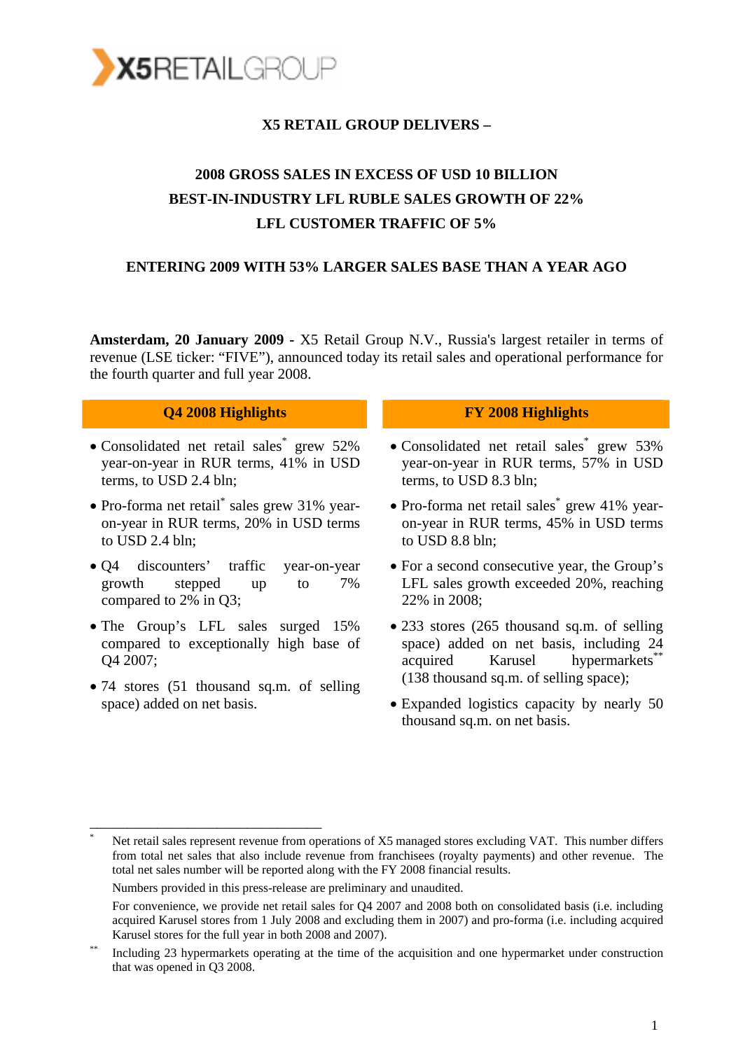X5 RETAIL GROUP

# X5 RETAIL GROUP DELIVERS –

## 2008 GROSS SALES IN EXCESS OF USD 10 BILLION
## BEST-IN-INDUSTRY LFL RUBLE SALES GROWTH OF 22%
## LFL CUSTOMER TRAFFIC OF 5%

## ENTERING 2009 WITH 53% LARGER SALES BASE THAN A YEAR AGO

**Amsterdam, 20 January 2009** - X5 Retail Group N.V., Russia's largest retailer in terms of revenue (LSE ticker: "FIVE"), announced today its retail sales and operational performance for the fourth quarter and full year 2008.

### Q4 2008 Highlights

- Consolidated net retail sales* grew 52% year-on-year in RUR terms, 41% in USD terms, to USD 2.4 bln;
- Pro-forma net retail* sales grew 31% year-on-year in RUR terms, 20% in USD terms to USD 2.4 bln;
- Q4 discounters' traffic year-on-year growth stepped up to 7% compared to 2% in Q3;
- The Group's LFL sales surged 15% compared to exceptionally high base of Q4 2007;
- 74 stores (51 thousand sq.m. of selling space) added on net basis.

### FY 2008 Highlights

- Consolidated net retail sales* grew 53% year-on-year in RUR terms, 57% in USD terms, to USD 8.3 bln;
- Pro-forma net retail sales* grew 41% year-on-year in RUR terms, 45% in USD terms to USD 8.8 bln;
- For a second consecutive year, the Group's LFL sales growth exceeded 20%, reaching 22% in 2008;
- 233 stores (265 thousand sq.m. of selling space) added on net basis, including 24 acquired Karusel hypermarkets** (138 thousand sq.m. of selling space);
- Expanded logistics capacity by nearly 50 thousand sq.m. on net basis.

---

\* Net retail sales represent revenue from operations of X5 managed stores excluding VAT. This number differs from total net sales that also include revenue from franchisees (royalty payments) and other revenue. The total net sales number will be reported along with the FY 2008 financial results.

Numbers provided in this press-release are preliminary and unaudited.

For convenience, we provide net retail sales for Q4 2007 and 2008 both on consolidated basis (i.e. including acquired Karusel stores from 1 July 2008 and excluding them in 2007) and pro-forma (i.e. including acquired Karusel stores for the full year in both 2008 and 2007).

\*\* Including 23 hypermarkets operating at the time of the acquisition and one hypermarket under construction that was opened in Q3 2008.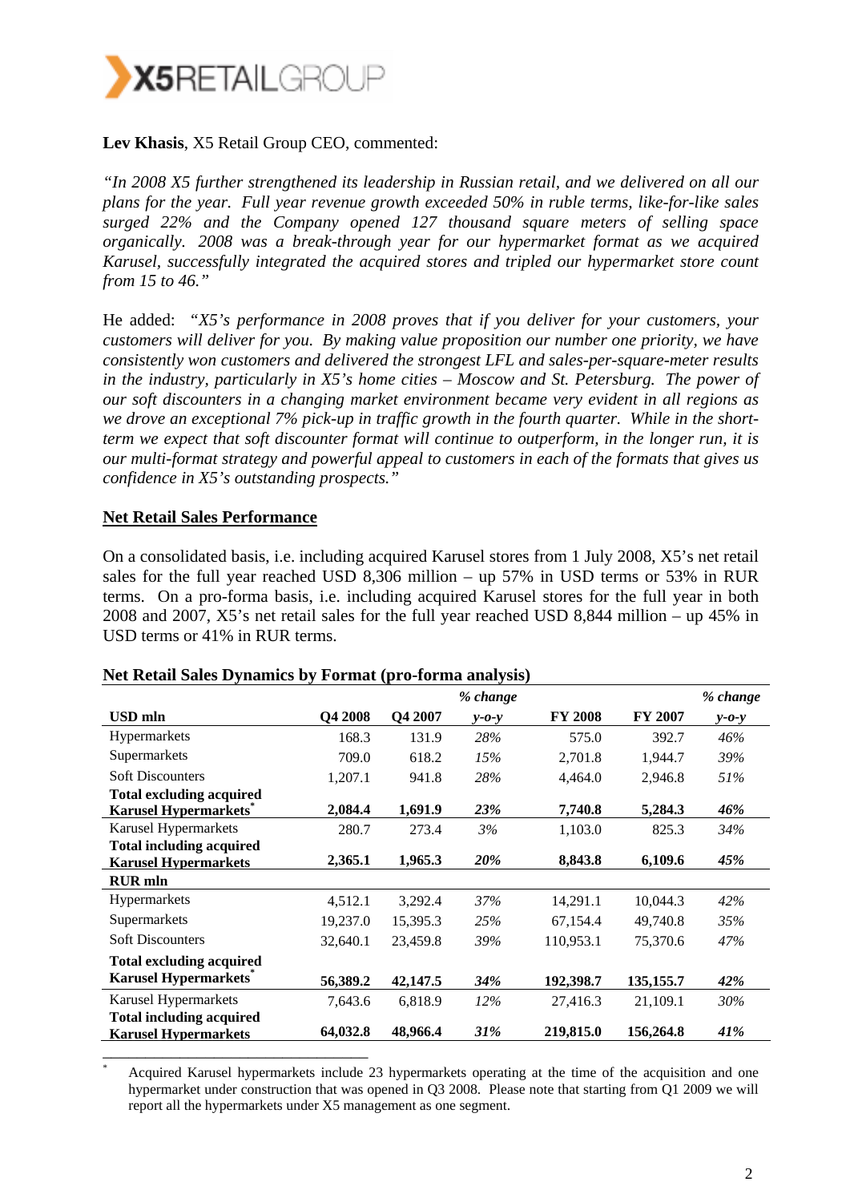**Lev Khasis**, X5 Retail Group CEO, commented:

*"In 2008 X5 further strengthened its leadership in Russian retail, and we delivered on all our plans for the year. Full year revenue growth exceeded 50% in ruble terms, like-for-like sales surged 22% and the Company opened 127 thousand square meters of selling space organically. 2008 was a break-through year for our hypermarket format as we acquired Karusel, successfully integrated the acquired stores and tripled our hypermarket store count from 15 to 46."*

He added: *"X5's performance in 2008 proves that if you deliver for your customers, your customers will deliver for you. By making value proposition our number one priority, we have consistently won customers and delivered the strongest LFL and sales-per-square-meter results in the industry, particularly in X5's home cities – Moscow and St. Petersburg. The power of our soft discounters in a changing market environment became very evident in all regions as we drove an exceptional 7% pick-up in traffic growth in the fourth quarter. While in the short-term we expect that soft discounter format will continue to outperform, in the longer run, it is our multi-format strategy and powerful appeal to customers in each of the formats that gives us confidence in X5's outstanding prospects."*

## Net Retail Sales Performance

On a consolidated basis, i.e. including acquired Karusel stores from 1 July 2008, X5's net retail sales for the full year reached USD 8,306 million – up 57% in USD terms or 53% in RUR terms. On a pro-forma basis, i.e. including acquired Karusel stores for the full year in both 2008 and 2007, X5's net retail sales for the full year reached USD 8,844 million – up 45% in USD terms or 41% in RUR terms.

**Net Retail Sales Dynamics by Format (pro-forma analysis)**

| USD mln | Q4 2008 | Q4 2007 | *% change y-o-y* | FY 2008 | FY 2007 | *% change y-o-y* |
|---|---|---|---|---|---|---|
| Hypermarkets | 168.3 | 131.9 | *28%* | 575.0 | 392.7 | *46%* |
| Supermarkets | 709.0 | 618.2 | *15%* | 2,701.8 | 1,944.7 | *39%* |
| Soft Discounters | 1,207.1 | 941.8 | *28%* | 4,464.0 | 2,946.8 | *51%* |
| **Total excluding acquired Karusel Hypermarkets*** | **2,084.4** | **1,691.9** | ***23%*** | **7,740.8** | **5,284.3** | ***46%*** |
| Karusel Hypermarkets | 280.7 | 273.4 | *3%* | 1,103.0 | 825.3 | *34%* |
| **Total including acquired Karusel Hypermarkets** | **2,365.1** | **1,965.3** | ***20%*** | **8,843.8** | **6,109.6** | ***45%*** |
| **RUR mln** | | | | | | |
| Hypermarkets | 4,512.1 | 3,292.4 | *37%* | 14,291.1 | 10,044.3 | *42%* |
| Supermarkets | 19,237.0 | 15,395.3 | *25%* | 67,154.4 | 49,740.8 | *35%* |
| Soft Discounters | 32,640.1 | 23,459.8 | *39%* | 110,953.1 | 75,370.6 | *47%* |
| **Total excluding acquired Karusel Hypermarkets*** | **56,389.2** | **42,147.5** | ***34%*** | **192,398.7** | **135,155.7** | ***42%*** |
| Karusel Hypermarkets | 7,643.6 | 6,818.9 | *12%* | 27,416.3 | 21,109.1 | *30%* |
| **Total including acquired Karusel Hypermarkets** | **64,032.8** | **48,966.4** | ***31%*** | **219,815.0** | **156,264.8** | ***41%*** |

* Acquired Karusel hypermarkets include 23 hypermarkets operating at the time of the acquisition and one hypermarket under construction that was opened in Q3 2008. Please note that starting from Q1 2009 we will report all the hypermarkets under X5 management as one segment.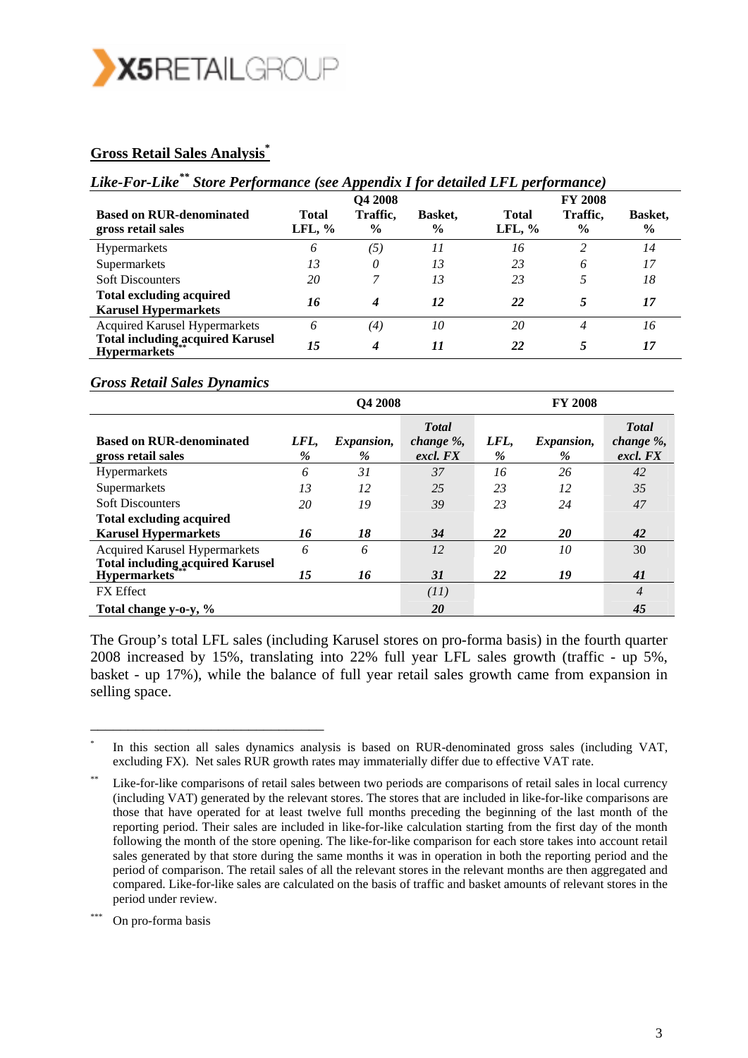## Gross Retail Sales Analysis*

### *Like-For-Like** Store Performance (see Appendix I for detailed LFL performance)*

| Based on RUR-denominated gross retail sales | Q4 2008 Total LFL, % | Q4 2008 Traffic, % | Q4 2008 Basket, % | FY 2008 Total LFL, % | FY 2008 Traffic, % | FY 2008 Basket, % |
|---|---|---|---|---|---|---|
| Hypermarkets | *6* | *(5)* | *11* | *16* | *2* | *14* |
| Supermarkets | *13* | *0* | *13* | *23* | *6* | *17* |
| Soft Discounters | *20* | *7* | *13* | *23* | *5* | *18* |
| **Total excluding acquired Karusel Hypermarkets** | ***16*** | ***4*** | ***12*** | ***22*** | ***5*** | ***17*** |
| Acquired Karusel Hypermarkets | *6* | *(4)* | *10* | *20* | *4* | *16* |
| **Total including acquired Karusel Hypermarkets*****| ***15*** | ***4*** | ***11*** | ***22*** | ***5*** | ***17*** |

### *Gross Retail Sales Dynamics*

| Based on RUR-denominated gross retail sales | Q4 2008 LFL, % | Q4 2008 Expansion, % | Q4 2008 Total change %, excl. FX | FY 2008 LFL, % | FY 2008 Expansion, % | FY 2008 Total change %, excl. FX |
|---|---|---|---|---|---|---|
| Hypermarkets | *6* | *31* | *37* | *16* | *26* | *42* |
| Supermarkets | *13* | *12* | *25* | *23* | *12* | *35* |
| Soft Discounters | *20* | *19* | *39* | *23* | *24* | *47* |
| **Total excluding acquired Karusel Hypermarkets** | ***16*** | ***18*** | ***34*** | ***22*** | ***20*** | ***42*** |
| Acquired Karusel Hypermarkets | *6* | *6* | *12* | *20* | *10* | 30 |
| **Total including acquired Karusel Hypermarkets***** | ***15*** | ***16*** | ***31*** | ***22*** | ***19*** | ***41*** |
| FX Effect | | | *(11)* | | | *4* |
| **Total change y-o-y, %** | | | ***20*** | | | ***45*** |

The Group's total LFL sales (including Karusel stores on pro-forma basis) in the fourth quarter 2008 increased by 15%, translating into 22% full year LFL sales growth (traffic - up 5%, basket - up 17%), while the balance of full year retail sales growth came from expansion in selling space.

---

\* In this section all sales dynamics analysis is based on RUR-denominated gross sales (including VAT, excluding FX). Net sales RUR growth rates may immaterially differ due to effective VAT rate.

\*\* Like-for-like comparisons of retail sales between two periods are comparisons of retail sales in local currency (including VAT) generated by the relevant stores. The stores that are included in like-for-like comparisons are those that have operated for at least twelve full months preceding the beginning of the last month of the reporting period. Their sales are included in like-for-like calculation starting from the first day of the month following the month of the store opening. The like-for-like comparison for each store takes into account retail sales generated by that store during the same months it was in operation in both the reporting period and the period of comparison. The retail sales of all the relevant stores in the relevant months are then aggregated and compared. Like-for-like sales are calculated on the basis of traffic and basket amounts of relevant stores in the period under review.

\*\*\* On pro-forma basis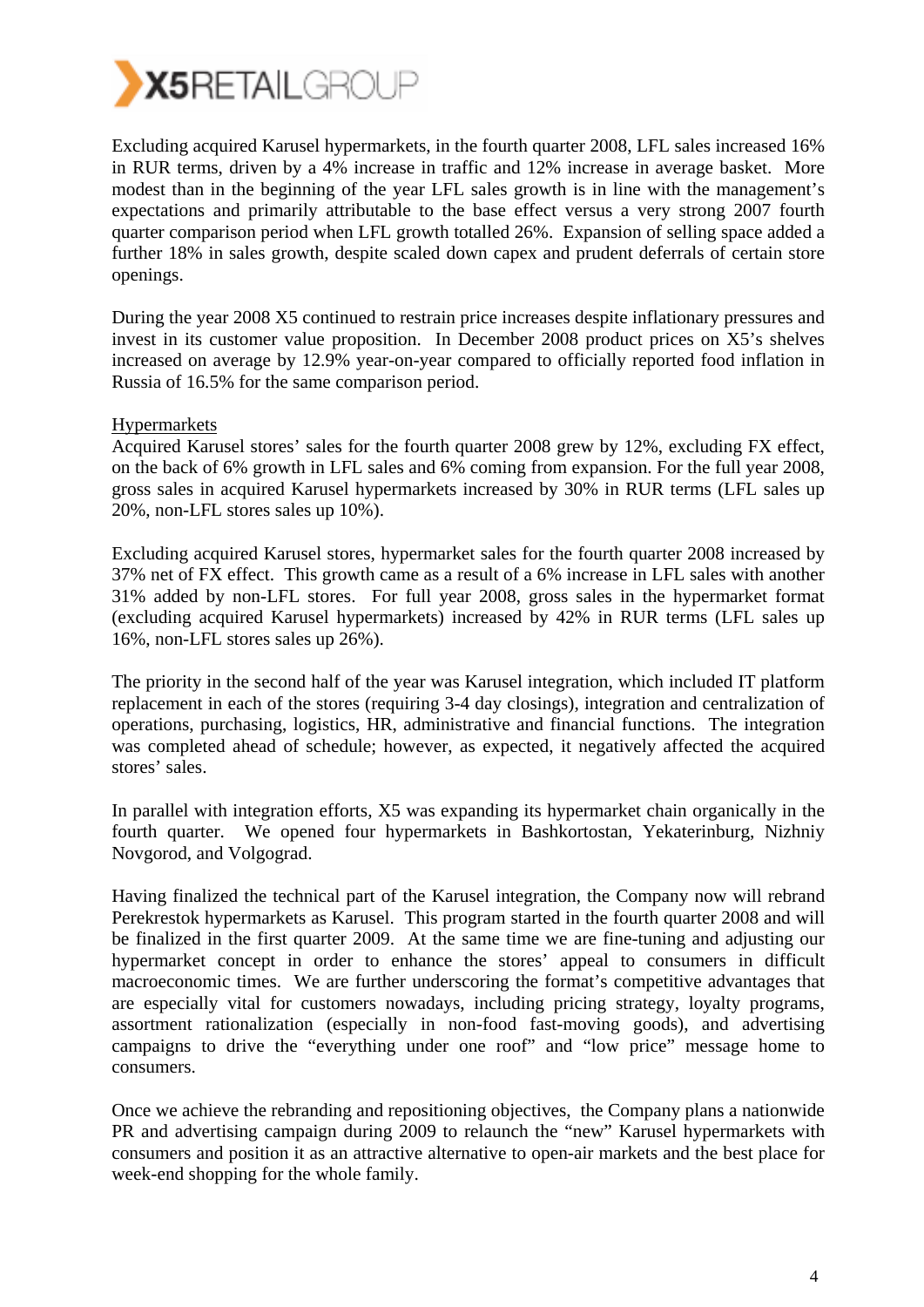Excluding acquired Karusel hypermarkets, in the fourth quarter 2008, LFL sales increased 16% in RUR terms, driven by a 4% increase in traffic and 12% increase in average basket. More modest than in the beginning of the year LFL sales growth is in line with the management's expectations and primarily attributable to the base effect versus a very strong 2007 fourth quarter comparison period when LFL growth totalled 26%. Expansion of selling space added a further 18% in sales growth, despite scaled down capex and prudent deferrals of certain store openings.

During the year 2008 X5 continued to restrain price increases despite inflationary pressures and invest in its customer value proposition. In December 2008 product prices on X5's shelves increased on average by 12.9% year-on-year compared to officially reported food inflation in Russia of 16.5% for the same comparison period.

<u>Hypermarkets</u>

Acquired Karusel stores' sales for the fourth quarter 2008 grew by 12%, excluding FX effect, on the back of 6% growth in LFL sales and 6% coming from expansion. For the full year 2008, gross sales in acquired Karusel hypermarkets increased by 30% in RUR terms (LFL sales up 20%, non-LFL stores sales up 10%).

Excluding acquired Karusel stores, hypermarket sales for the fourth quarter 2008 increased by 37% net of FX effect. This growth came as a result of a 6% increase in LFL sales with another 31% added by non-LFL stores. For full year 2008, gross sales in the hypermarket format (excluding acquired Karusel hypermarkets) increased by 42% in RUR terms (LFL sales up 16%, non-LFL stores sales up 26%).

The priority in the second half of the year was Karusel integration, which included IT platform replacement in each of the stores (requiring 3-4 day closings), integration and centralization of operations, purchasing, logistics, HR, administrative and financial functions. The integration was completed ahead of schedule; however, as expected, it negatively affected the acquired stores' sales.

In parallel with integration efforts, X5 was expanding its hypermarket chain organically in the fourth quarter. We opened four hypermarkets in Bashkortostan, Yekaterinburg, Nizhniy Novgorod, and Volgograd.

Having finalized the technical part of the Karusel integration, the Company now will rebrand Perekrestok hypermarkets as Karusel. This program started in the fourth quarter 2008 and will be finalized in the first quarter 2009. At the same time we are fine-tuning and adjusting our hypermarket concept in order to enhance the stores' appeal to consumers in difficult macroeconomic times. We are further underscoring the format's competitive advantages that are especially vital for customers nowadays, including pricing strategy, loyalty programs, assortment rationalization (especially in non-food fast-moving goods), and advertising campaigns to drive the "everything under one roof" and "low price" message home to consumers.

Once we achieve the rebranding and repositioning objectives, the Company plans a nationwide PR and advertising campaign during 2009 to relaunch the "new" Karusel hypermarkets with consumers and position it as an attractive alternative to open-air markets and the best place for week-end shopping for the whole family.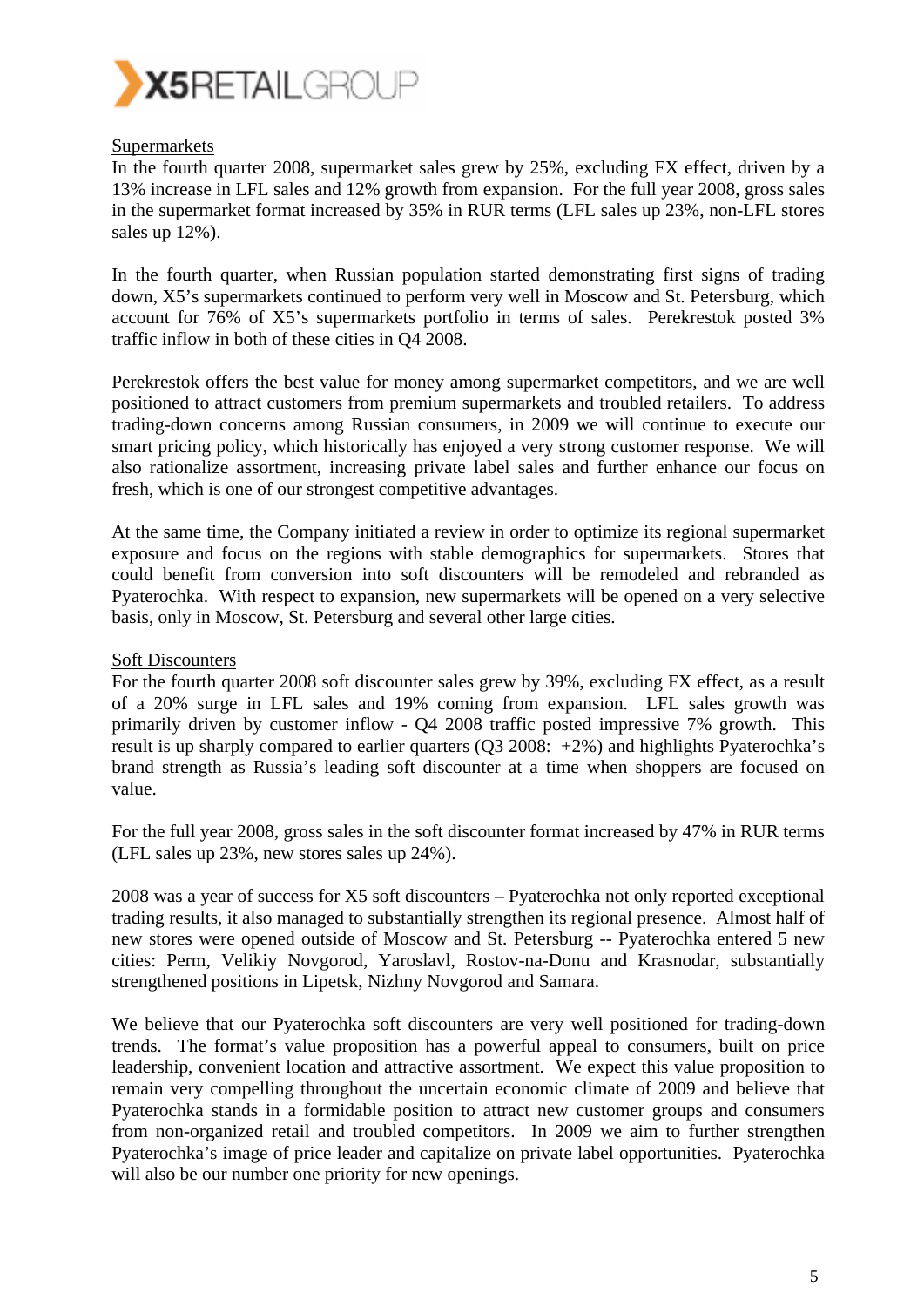Supermarkets

In the fourth quarter 2008, supermarket sales grew by 25%, excluding FX effect, driven by a 13% increase in LFL sales and 12% growth from expansion. For the full year 2008, gross sales in the supermarket format increased by 35% in RUR terms (LFL sales up 23%, non-LFL stores sales up 12%).

In the fourth quarter, when Russian population started demonstrating first signs of trading down, X5's supermarkets continued to perform very well in Moscow and St. Petersburg, which account for 76% of X5's supermarkets portfolio in terms of sales. Perekrestok posted 3% traffic inflow in both of these cities in Q4 2008.

Perekrestok offers the best value for money among supermarket competitors, and we are well positioned to attract customers from premium supermarkets and troubled retailers. To address trading-down concerns among Russian consumers, in 2009 we will continue to execute our smart pricing policy, which historically has enjoyed a very strong customer response. We will also rationalize assortment, increasing private label sales and further enhance our focus on fresh, which is one of our strongest competitive advantages.

At the same time, the Company initiated a review in order to optimize its regional supermarket exposure and focus on the regions with stable demographics for supermarkets. Stores that could benefit from conversion into soft discounters will be remodeled and rebranded as Pyaterochka. With respect to expansion, new supermarkets will be opened on a very selective basis, only in Moscow, St. Petersburg and several other large cities.

Soft Discounters

For the fourth quarter 2008 soft discounter sales grew by 39%, excluding FX effect, as a result of a 20% surge in LFL sales and 19% coming from expansion. LFL sales growth was primarily driven by customer inflow - Q4 2008 traffic posted impressive 7% growth. This result is up sharply compared to earlier quarters (Q3 2008: +2%) and highlights Pyaterochka's brand strength as Russia's leading soft discounter at a time when shoppers are focused on value.

For the full year 2008, gross sales in the soft discounter format increased by 47% in RUR terms (LFL sales up 23%, new stores sales up 24%).

2008 was a year of success for X5 soft discounters – Pyaterochka not only reported exceptional trading results, it also managed to substantially strengthen its regional presence. Almost half of new stores were opened outside of Moscow and St. Petersburg -- Pyaterochka entered 5 new cities: Perm, Velikiy Novgorod, Yaroslavl, Rostov-na-Donu and Krasnodar, substantially strengthened positions in Lipetsk, Nizhny Novgorod and Samara.

We believe that our Pyaterochka soft discounters are very well positioned for trading-down trends. The format's value proposition has a powerful appeal to consumers, built on price leadership, convenient location and attractive assortment. We expect this value proposition to remain very compelling throughout the uncertain economic climate of 2009 and believe that Pyaterochka stands in a formidable position to attract new customer groups and consumers from non-organized retail and troubled competitors. In 2009 we aim to further strengthen Pyaterochka's image of price leader and capitalize on private label opportunities. Pyaterochka will also be our number one priority for new openings.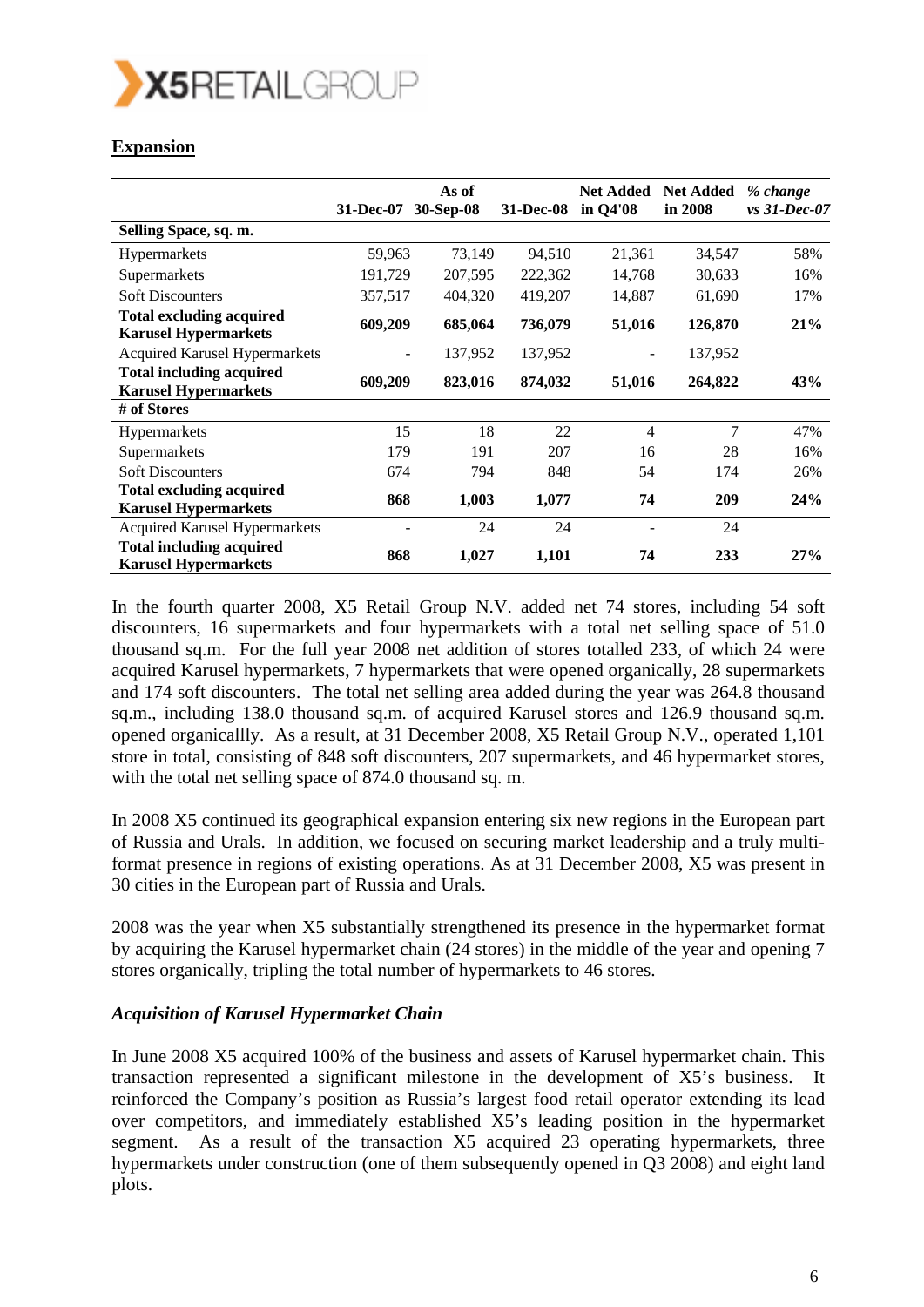## Expansion

| | 31-Dec-07 | As of 30-Sep-08 | 31-Dec-08 | Net Added in Q4'08 | Net Added in 2008 | *% change vs 31-Dec-07* |
|---|---|---|---|---|---|---|
| **Selling Space, sq. m.** | | | | | | |
| Hypermarkets | 59,963 | 73,149 | 94,510 | 21,361 | 34,547 | 58% |
| Supermarkets | 191,729 | 207,595 | 222,362 | 14,768 | 30,633 | 16% |
| Soft Discounters | 357,517 | 404,320 | 419,207 | 14,887 | 61,690 | 17% |
| **Total excluding acquired Karusel Hypermarkets** | **609,209** | **685,064** | **736,079** | **51,016** | **126,870** | **21%** |
| Acquired Karusel Hypermarkets | - | 137,952 | 137,952 | - | 137,952 | |
| **Total including acquired Karusel Hypermarkets** | **609,209** | **823,016** | **874,032** | **51,016** | **264,822** | **43%** |
| **# of Stores** | | | | | | |
| Hypermarkets | 15 | 18 | 22 | 4 | 7 | 47% |
| Supermarkets | 179 | 191 | 207 | 16 | 28 | 16% |
| Soft Discounters | 674 | 794 | 848 | 54 | 174 | 26% |
| **Total excluding acquired Karusel Hypermarkets** | **868** | **1,003** | **1,077** | **74** | **209** | **24%** |
| Acquired Karusel Hypermarkets | - | 24 | 24 | - | 24 | |
| **Total including acquired Karusel Hypermarkets** | **868** | **1,027** | **1,101** | **74** | **233** | **27%** |

In the fourth quarter 2008, X5 Retail Group N.V. added net 74 stores, including 54 soft discounters, 16 supermarkets and four hypermarkets with a total net selling space of 51.0 thousand sq.m. For the full year 2008 net addition of stores totalled 233, of which 24 were acquired Karusel hypermarkets, 7 hypermarkets that were opened organically, 28 supermarkets and 174 soft discounters. The total net selling area added during the year was 264.8 thousand sq.m., including 138.0 thousand sq.m. of acquired Karusel stores and 126.9 thousand sq.m. opened organicallly. As a result, at 31 December 2008, X5 Retail Group N.V., operated 1,101 store in total, consisting of 848 soft discounters, 207 supermarkets, and 46 hypermarket stores, with the total net selling space of 874.0 thousand sq. m.

In 2008 X5 continued its geographical expansion entering six new regions in the European part of Russia and Urals. In addition, we focused on securing market leadership and a truly multi-format presence in regions of existing operations. As at 31 December 2008, X5 was present in 30 cities in the European part of Russia and Urals.

2008 was the year when X5 substantially strengthened its presence in the hypermarket format by acquiring the Karusel hypermarket chain (24 stores) in the middle of the year and opening 7 stores organically, tripling the total number of hypermarkets to 46 stores.

### *Acquisition of Karusel Hypermarket Chain*

In June 2008 X5 acquired 100% of the business and assets of Karusel hypermarket chain. This transaction represented a significant milestone in the development of X5's business. It reinforced the Company's position as Russia's largest food retail operator extending its lead over competitors, and immediately established X5's leading position in the hypermarket segment. As a result of the transaction X5 acquired 23 operating hypermarkets, three hypermarkets under construction (one of them subsequently opened in Q3 2008) and eight land plots.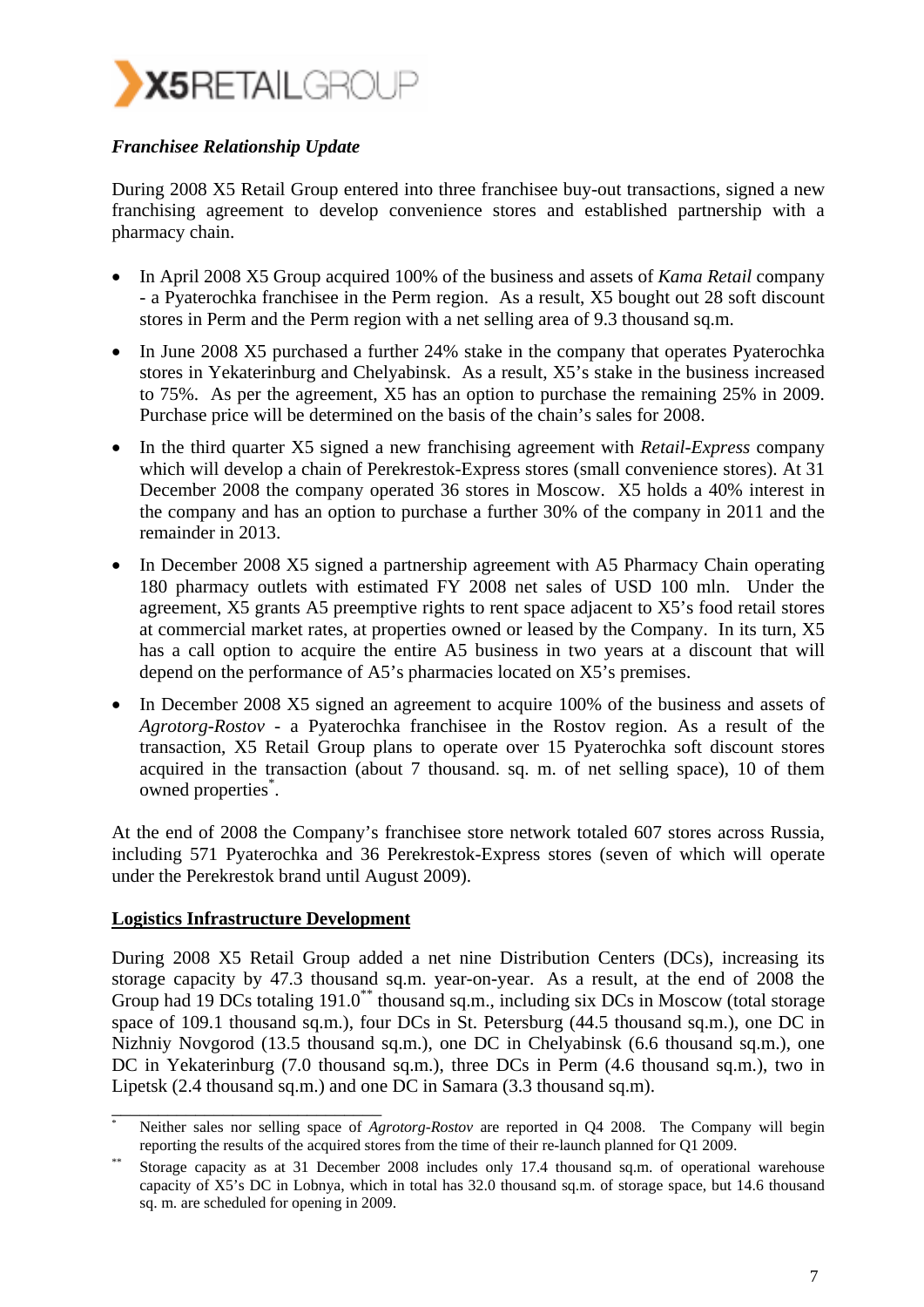***Franchisee Relationship Update***

During 2008 X5 Retail Group entered into three franchisee buy-out transactions, signed a new franchising agreement to develop convenience stores and established partnership with a pharmacy chain.

- In April 2008 X5 Group acquired 100% of the business and assets of *Kama Retail* company - a Pyaterochka franchisee in the Perm region. As a result, X5 bought out 28 soft discount stores in Perm and the Perm region with a net selling area of 9.3 thousand sq.m.
- In June 2008 X5 purchased a further 24% stake in the company that operates Pyaterochka stores in Yekaterinburg and Chelyabinsk. As a result, X5's stake in the business increased to 75%. As per the agreement, X5 has an option to purchase the remaining 25% in 2009. Purchase price will be determined on the basis of the chain's sales for 2008.
- In the third quarter X5 signed a new franchising agreement with *Retail-Express* company which will develop a chain of Perekrestok-Express stores (small convenience stores). At 31 December 2008 the company operated 36 stores in Moscow. X5 holds a 40% interest in the company and has an option to purchase a further 30% of the company in 2011 and the remainder in 2013.
- In December 2008 X5 signed a partnership agreement with A5 Pharmacy Chain operating 180 pharmacy outlets with estimated FY 2008 net sales of USD 100 mln. Under the agreement, X5 grants A5 preemptive rights to rent space adjacent to X5's food retail stores at commercial market rates, at properties owned or leased by the Company. In its turn, X5 has a call option to acquire the entire A5 business in two years at a discount that will depend on the performance of A5's pharmacies located on X5's premises.
- In December 2008 X5 signed an agreement to acquire 100% of the business and assets of *Agrotorg-Rostov* - a Pyaterochka franchisee in the Rostov region. As a result of the transaction, X5 Retail Group plans to operate over 15 Pyaterochka soft discount stores acquired in the transaction (about 7 thousand. sq. m. of net selling space), 10 of them owned properties*.

At the end of 2008 the Company's franchisee store network totaled 607 stores across Russia, including 571 Pyaterochka and 36 Perekrestok-Express stores (seven of which will operate under the Perekrestok brand until August 2009).

**Logistics Infrastructure Development**

During 2008 X5 Retail Group added a net nine Distribution Centers (DCs), increasing its storage capacity by 47.3 thousand sq.m. year-on-year. As a result, at the end of 2008 the Group had 19 DCs totaling 191.0** thousand sq.m., including six DCs in Moscow (total storage space of 109.1 thousand sq.m.), four DCs in St. Petersburg (44.5 thousand sq.m.), one DC in Nizhniy Novgorod (13.5 thousand sq.m.), one DC in Chelyabinsk (6.6 thousand sq.m.), one DC in Yekaterinburg (7.0 thousand sq.m.), three DCs in Perm (4.6 thousand sq.m.), two in Lipetsk (2.4 thousand sq.m.) and one DC in Samara (3.3 thousand sq.m).

---

\* Neither sales nor selling space of *Agrotorg-Rostov* are reported in Q4 2008. The Company will begin reporting the results of the acquired stores from the time of their re-launch planned for Q1 2009.

\*\* Storage capacity as at 31 December 2008 includes only 17.4 thousand sq.m. of operational warehouse capacity of X5's DC in Lobnya, which in total has 32.0 thousand sq.m. of storage space, but 14.6 thousand sq. m. are scheduled for opening in 2009.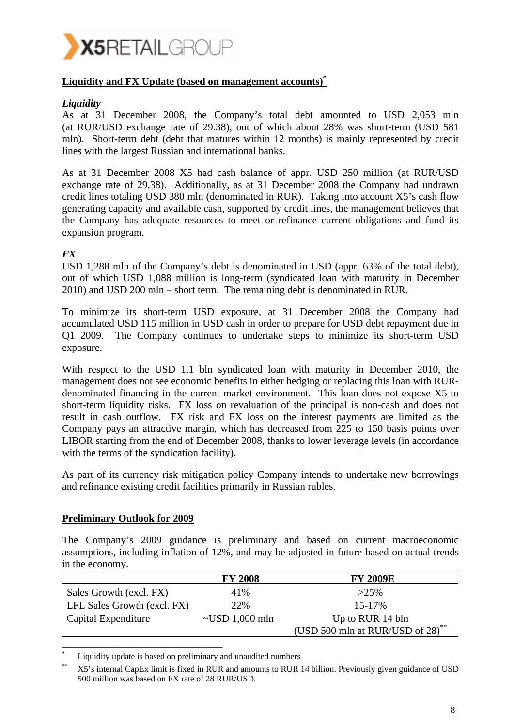## Liquidity and FX Update (based on management accounts)*

### *Liquidity*

As at 31 December 2008, the Company's total debt amounted to USD 2,053 mln (at RUR/USD exchange rate of 29.38), out of which about 28% was short-term (USD 581 mln). Short-term debt (debt that matures within 12 months) is mainly represented by credit lines with the largest Russian and international banks.

As at 31 December 2008 X5 had cash balance of appr. USD 250 million (at RUR/USD exchange rate of 29.38). Additionally, as at 31 December 2008 the Company had undrawn credit lines totaling USD 380 mln (denominated in RUR). Taking into account X5's cash flow generating capacity and available cash, supported by credit lines, the management believes that the Company has adequate resources to meet or refinance current obligations and fund its expansion program.

### *FX*

USD 1,288 mln of the Company's debt is denominated in USD (appr. 63% of the total debt), out of which USD 1,088 million is long-term (syndicated loan with maturity in December 2010) and USD 200 mln – short term. The remaining debt is denominated in RUR.

To minimize its short-term USD exposure, at 31 December 2008 the Company had accumulated USD 115 million in USD cash in order to prepare for USD debt repayment due in Q1 2009. The Company continues to undertake steps to minimize its short-term USD exposure.

With respect to the USD 1.1 bln syndicated loan with maturity in December 2010, the management does not see economic benefits in either hedging or replacing this loan with RUR-denominated financing in the current market environment. This loan does not expose X5 to short-term liquidity risks. FX loss on revaluation of the principal is non-cash and does not result in cash outflow. FX risk and FX loss on the interest payments are limited as the Company pays an attractive margin, which has decreased from 225 to 150 basis points over LIBOR starting from the end of December 2008, thanks to lower leverage levels (in accordance with the terms of the syndication facility).

As part of its currency risk mitigation policy Company intends to undertake new borrowings and refinance existing credit facilities primarily in Russian rubles.

## Preliminary Outlook for 2009

The Company's 2009 guidance is preliminary and based on current macroeconomic assumptions, including inflation of 12%, and may be adjusted in future based on actual trends in the economy.

| | FY 2008 | FY 2009E |
|---|---|---|
| Sales Growth (excl. FX) | 41% | >25% |
| LFL Sales Growth (excl. FX) | 22% | 15-17% |
| Capital Expenditure | ~USD 1,000 mln | Up to RUR 14 bln (USD 500 mln at RUR/USD of 28)** |

---

* Liquidity update is based on preliminary and unaudited numbers

** X5's internal CapEx limit is fixed in RUR and amounts to RUR 14 billion. Previously given guidance of USD 500 million was based on FX rate of 28 RUR/USD.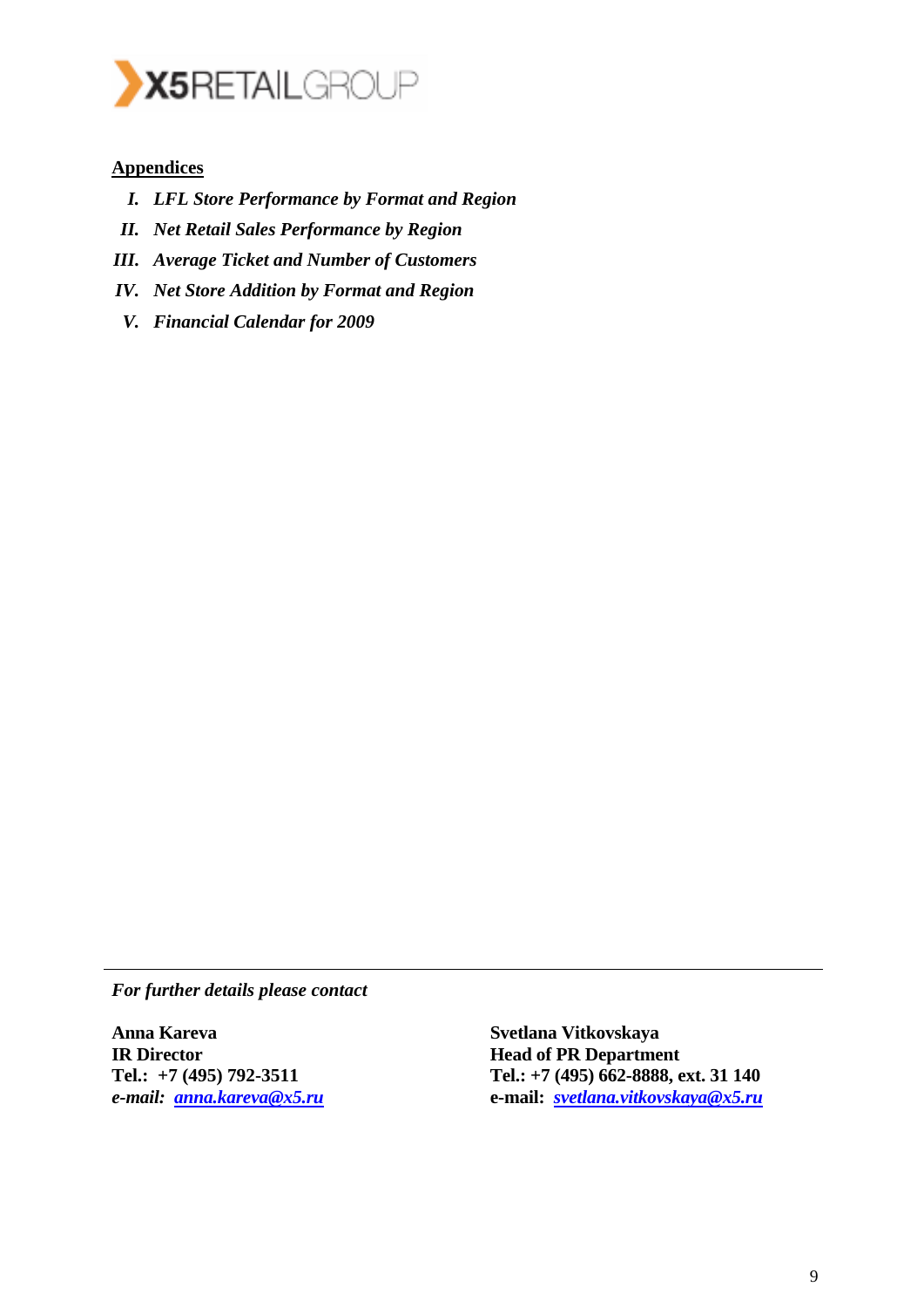**Appendices**

I. *LFL Store Performance by Format and Region*
II. *Net Retail Sales Performance by Region*
III. *Average Ticket and Number of Customers*
IV. *Net Store Addition by Format and Region*
V. *Financial Calendar for 2009*

---

*For further details please contact*

**Anna Kareva**
**IR Director**
**Tel.: +7 (495) 792-3511**
*e-mail:* *anna.kareva@x5.ru*

**Svetlana Vitkovskaya**
**Head of PR Department**
**Tel.: +7 (495) 662-8888, ext. 31 140**
**e-mail:** *svetlana.vitkovskaya@x5.ru*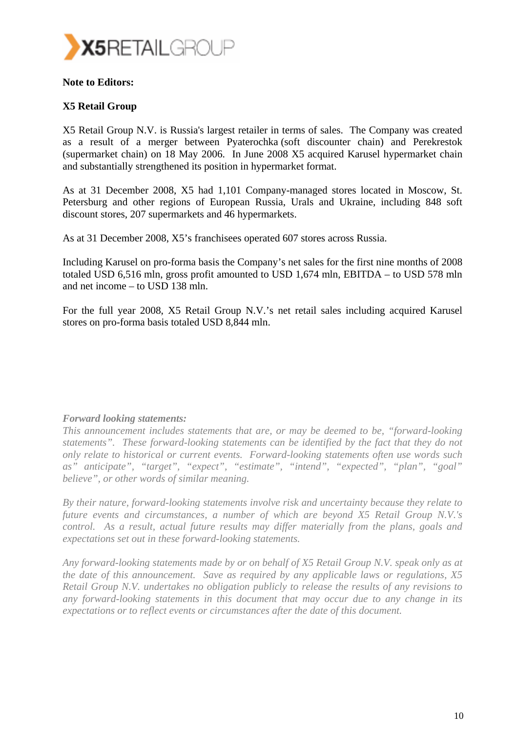**Note to Editors:**

**X5 Retail Group**

X5 Retail Group N.V. is Russia's largest retailer in terms of sales. The Company was created as a result of a merger between Pyaterochka (soft discounter chain) and Perekrestok (supermarket chain) on 18 May 2006. In June 2008 X5 acquired Karusel hypermarket chain and substantially strengthened its position in hypermarket format.

As at 31 December 2008, X5 had 1,101 Company-managed stores located in Moscow, St. Petersburg and other regions of European Russia, Urals and Ukraine, including 848 soft discount stores, 207 supermarkets and 46 hypermarkets.

As at 31 December 2008, X5's franchisees operated 607 stores across Russia.

Including Karusel on pro-forma basis the Company's net sales for the first nine months of 2008 totaled USD 6,516 mln, gross profit amounted to USD 1,674 mln, EBITDA – to USD 578 mln and net income – to USD 138 mln.

For the full year 2008, X5 Retail Group N.V.'s net retail sales including acquired Karusel stores on pro-forma basis totaled USD 8,844 mln.

***Forward looking statements:***

*This announcement includes statements that are, or may be deemed to be, "forward-looking statements". These forward-looking statements can be identified by the fact that they do not only relate to historical or current events. Forward-looking statements often use words such as" anticipate", "target", "expect", "estimate", "intend", "expected", "plan", "goal" believe", or other words of similar meaning.*

*By their nature, forward-looking statements involve risk and uncertainty because they relate to future events and circumstances, a number of which are beyond X5 Retail Group N.V.'s control. As a result, actual future results may differ materially from the plans, goals and expectations set out in these forward-looking statements.*

*Any forward-looking statements made by or on behalf of X5 Retail Group N.V. speak only as at the date of this announcement. Save as required by any applicable laws or regulations, X5 Retail Group N.V. undertakes no obligation publicly to release the results of any revisions to any forward-looking statements in this document that may occur due to any change in its expectations or to reflect events or circumstances after the date of this document.*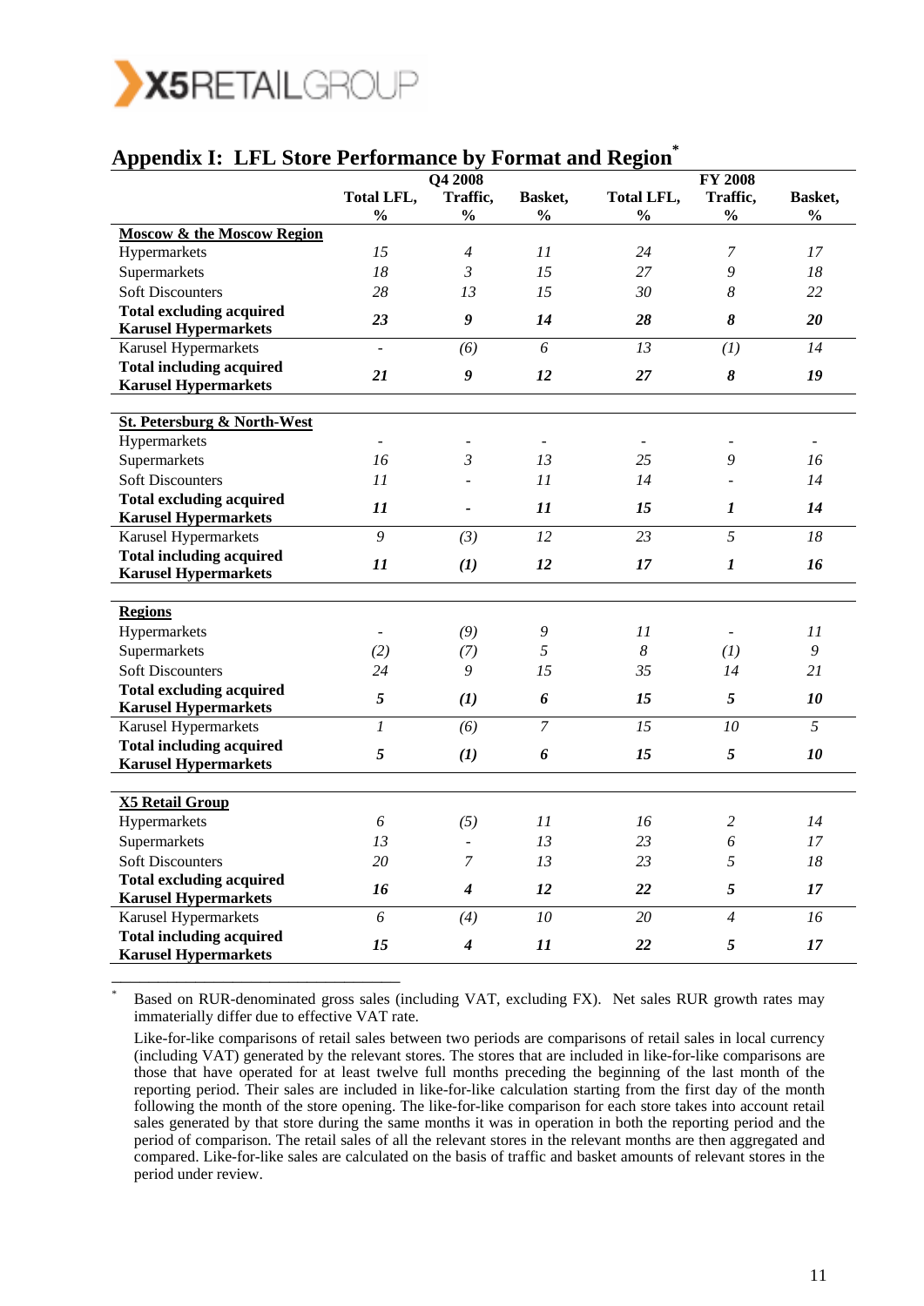## Appendix I: LFL Store Performance by Format and Region*

| | Q4 2008 | | | FY 2008 | | |
|---|---|---|---|---|---|---|
| | Total LFL, % | Traffic, % | Basket, % | Total LFL, % | Traffic, % | Basket, % |
| **Moscow & the Moscow Region** | | | | | | |
| Hypermarkets | *15* | *4* | *11* | *24* | *7* | *17* |
| Supermarkets | *18* | *3* | *15* | *27* | *9* | *18* |
| Soft Discounters | *28* | *13* | *15* | *30* | *8* | *22* |
| **Total excluding acquired Karusel Hypermarkets** | ***23*** | ***9*** | ***14*** | ***28*** | ***8*** | ***20*** |
| Karusel Hypermarkets | - | *(6)* | *6* | *13* | *(1)* | *14* |
| **Total including acquired Karusel Hypermarkets** | ***21*** | ***9*** | ***12*** | ***27*** | ***8*** | ***19*** |
| **St. Petersburg & North-West** | | | | | | |
| Hypermarkets | - | - | - | - | - | - |
| Supermarkets | *16* | *3* | *13* | *25* | *9* | *16* |
| Soft Discounters | *11* | - | *11* | *14* | - | *14* |
| **Total excluding acquired Karusel Hypermarkets** | ***11*** | **-** | ***11*** | ***15*** | ***1*** | ***14*** |
| Karusel Hypermarkets | *9* | *(3)* | *12* | *23* | *5* | *18* |
| **Total including acquired Karusel Hypermarkets** | ***11*** | ***(1)*** | ***12*** | ***17*** | ***1*** | ***16*** |
| **Regions** | | | | | | |
| Hypermarkets | - | *(9)* | *9* | *11* | - | *11* |
| Supermarkets | *(2)* | *(7)* | *5* | *8* | *(1)* | *9* |
| Soft Discounters | *24* | *9* | *15* | *35* | *14* | *21* |
| **Total excluding acquired Karusel Hypermarkets** | ***5*** | ***(1)*** | ***6*** | ***15*** | ***5*** | ***10*** |
| Karusel Hypermarkets | *1* | *(6)* | *7* | *15* | *10* | *5* |
| **Total including acquired Karusel Hypermarkets** | ***5*** | ***(1)*** | ***6*** | ***15*** | ***5*** | ***10*** |
| **X5 Retail Group** | | | | | | |
| Hypermarkets | *6* | *(5)* | *11* | *16* | *2* | *14* |
| Supermarkets | *13* | - | *13* | *23* | *6* | *17* |
| Soft Discounters | *20* | *7* | *13* | *23* | *5* | *18* |
| **Total excluding acquired Karusel Hypermarkets** | ***16*** | ***4*** | ***12*** | ***22*** | ***5*** | ***17*** |
| Karusel Hypermarkets | *6* | *(4)* | *10* | *20* | *4* | *16* |
| **Total including acquired Karusel Hypermarkets** | ***15*** | ***4*** | ***11*** | ***22*** | ***5*** | ***17*** |

---

* Based on RUR-denominated gross sales (including VAT, excluding FX). Net sales RUR growth rates may immaterially differ due to effective VAT rate.

Like-for-like comparisons of retail sales between two periods are comparisons of retail sales in local currency (including VAT) generated by the relevant stores. The stores that are included in like-for-like comparisons are those that have operated for at least twelve full months preceding the beginning of the last month of the reporting period. Their sales are included in like-for-like calculation starting from the first day of the month following the month of the store opening. The like-for-like comparison for each store takes into account retail sales generated by that store during the same months it was in operation in both the reporting period and the period of comparison. The retail sales of all the relevant stores in the relevant months are then aggregated and compared. Like-for-like sales are calculated on the basis of traffic and basket amounts of relevant stores in the period under review.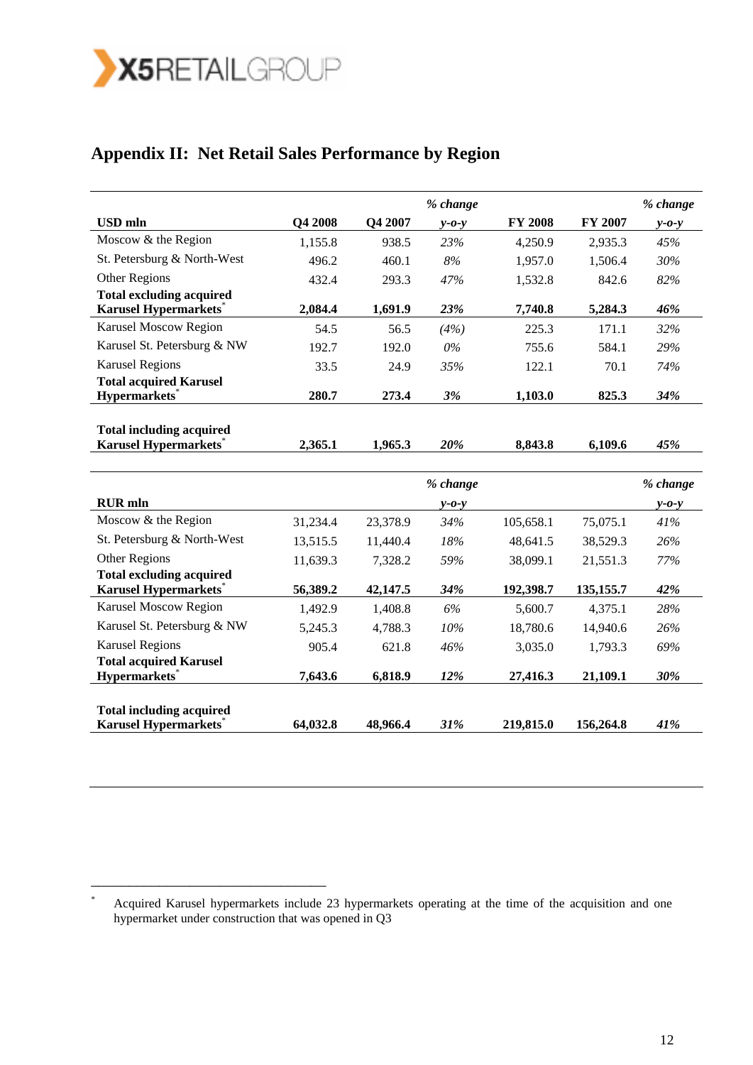## Appendix II: Net Retail Sales Performance by Region

| USD mln | Q4 2008 | Q4 2007 | % change y-o-y | FY 2008 | FY 2007 | % change y-o-y |
|---|---|---|---|---|---|---|
| Moscow & the Region | 1,155.8 | 938.5 | *23%* | 4,250.9 | 2,935.3 | *45%* |
| St. Petersburg & North-West | 496.2 | 460.1 | *8%* | 1,957.0 | 1,506.4 | *30%* |
| Other Regions | 432.4 | 293.3 | *47%* | 1,532.8 | 842.6 | *82%* |
| **Total excluding acquired Karusel Hypermarkets*** | **2,084.4** | **1,691.9** | ***23%*** | **7,740.8** | **5,284.3** | ***46%*** |
| Karusel Moscow Region | 54.5 | 56.5 | *(4%)* | 225.3 | 171.1 | *32%* |
| Karusel St. Petersburg & NW | 192.7 | 192.0 | *0%* | 755.6 | 584.1 | *29%* |
| Karusel Regions | 33.5 | 24.9 | *35%* | 122.1 | 70.1 | *74%* |
| **Total acquired Karusel Hypermarkets*** | **280.7** | **273.4** | ***3%*** | **1,103.0** | **825.3** | ***34%*** |
| **Total including acquired Karusel Hypermarkets*** | **2,365.1** | **1,965.3** | ***20%*** | **8,843.8** | **6,109.6** | ***45%*** |

| RUR mln | | | % change y-o-y | | | % change y-o-y |
|---|---|---|---|---|---|---|
| Moscow & the Region | 31,234.4 | 23,378.9 | *34%* | 105,658.1 | 75,075.1 | *41%* |
| St. Petersburg & North-West | 13,515.5 | 11,440.4 | *18%* | 48,641.5 | 38,529.3 | *26%* |
| Other Regions | 11,639.3 | 7,328.2 | *59%* | 38,099.1 | 21,551.3 | *77%* |
| **Total excluding acquired Karusel Hypermarkets*** | **56,389.2** | **42,147.5** | ***34%*** | **192,398.7** | **135,155.7** | ***42%*** |
| Karusel Moscow Region | 1,492.9 | 1,408.8 | *6%* | 5,600.7 | 4,375.1 | *28%* |
| Karusel St. Petersburg & NW | 5,245.3 | 4,788.3 | *10%* | 18,780.6 | 14,940.6 | *26%* |
| Karusel Regions | 905.4 | 621.8 | *46%* | 3,035.0 | 1,793.3 | *69%* |
| **Total acquired Karusel Hypermarkets*** | **7,643.6** | **6,818.9** | ***12%*** | **27,416.3** | **21,109.1** | ***30%*** |
| **Total including acquired Karusel Hypermarkets*** | **64,032.8** | **48,966.4** | ***31%*** | **219,815.0** | **156,264.8** | ***41%*** |

* Acquired Karusel hypermarkets include 23 hypermarkets operating at the time of the acquisition and one hypermarket under construction that was opened in Q3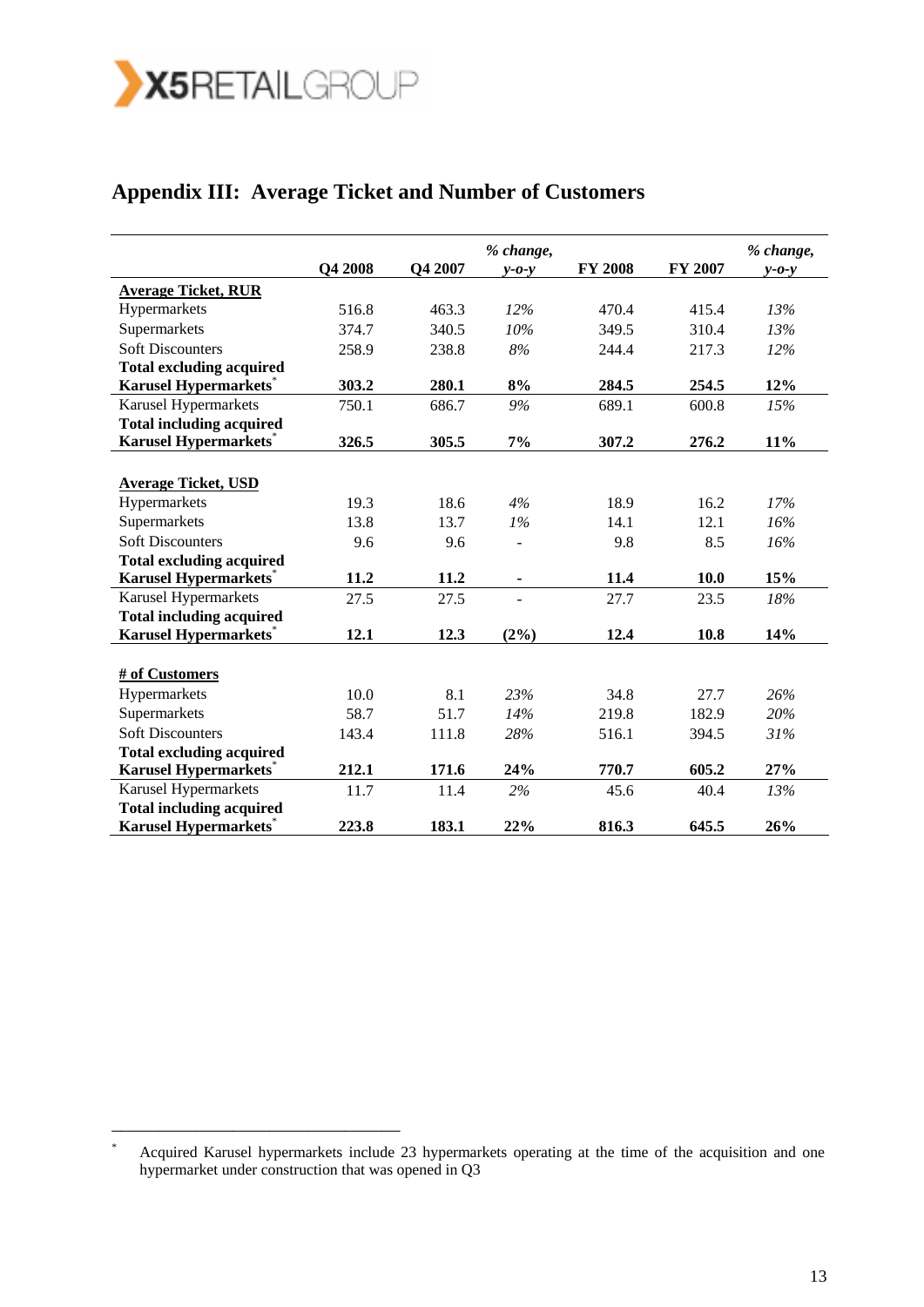## Appendix III: Average Ticket and Number of Customers

| | Q4 2008 | Q4 2007 | *% change, y-o-y* | FY 2008 | FY 2007 | *% change, y-o-y* |
|---|---|---|---|---|---|---|
| **Average Ticket, RUR** | | | | | | |
| Hypermarkets | 516.8 | 463.3 | *12%* | 470.4 | 415.4 | *13%* |
| Supermarkets | 374.7 | 340.5 | *10%* | 349.5 | 310.4 | *13%* |
| Soft Discounters | 258.9 | 238.8 | *8%* | 244.4 | 217.3 | *12%* |
| **Total excluding acquired Karusel Hypermarkets*** | **303.2** | **280.1** | **8%** | **284.5** | **254.5** | **12%** |
| Karusel Hypermarkets | 750.1 | 686.7 | *9%* | 689.1 | 600.8 | *15%* |
| **Total including acquired Karusel Hypermarkets*** | **326.5** | **305.5** | **7%** | **307.2** | **276.2** | **11%** |
| **Average Ticket, USD** | | | | | | |
| Hypermarkets | 19.3 | 18.6 | *4%* | 18.9 | 16.2 | *17%* |
| Supermarkets | 13.8 | 13.7 | *1%* | 14.1 | 12.1 | *16%* |
| Soft Discounters | 9.6 | 9.6 | - | 9.8 | 8.5 | *16%* |
| **Total excluding acquired Karusel Hypermarkets*** | **11.2** | **11.2** | **-** | **11.4** | **10.0** | **15%** |
| Karusel Hypermarkets | 27.5 | 27.5 | - | 27.7 | 23.5 | *18%* |
| **Total including acquired Karusel Hypermarkets*** | **12.1** | **12.3** | **(2%)** | **12.4** | **10.8** | **14%** |
| **# of Customers** | | | | | | |
| Hypermarkets | 10.0 | 8.1 | *23%* | 34.8 | 27.7 | *26%* |
| Supermarkets | 58.7 | 51.7 | *14%* | 219.8 | 182.9 | *20%* |
| Soft Discounters | 143.4 | 111.8 | *28%* | 516.1 | 394.5 | *31%* |
| **Total excluding acquired Karusel Hypermarkets*** | **212.1** | **171.6** | **24%** | **770.7** | **605.2** | **27%** |
| Karusel Hypermarkets | 11.7 | 11.4 | *2%* | 45.6 | 40.4 | *13%* |
| **Total including acquired Karusel Hypermarkets*** | **223.8** | **183.1** | **22%** | **816.3** | **645.5** | **26%** |

* Acquired Karusel hypermarkets include 23 hypermarkets operating at the time of the acquisition and one hypermarket under construction that was opened in Q3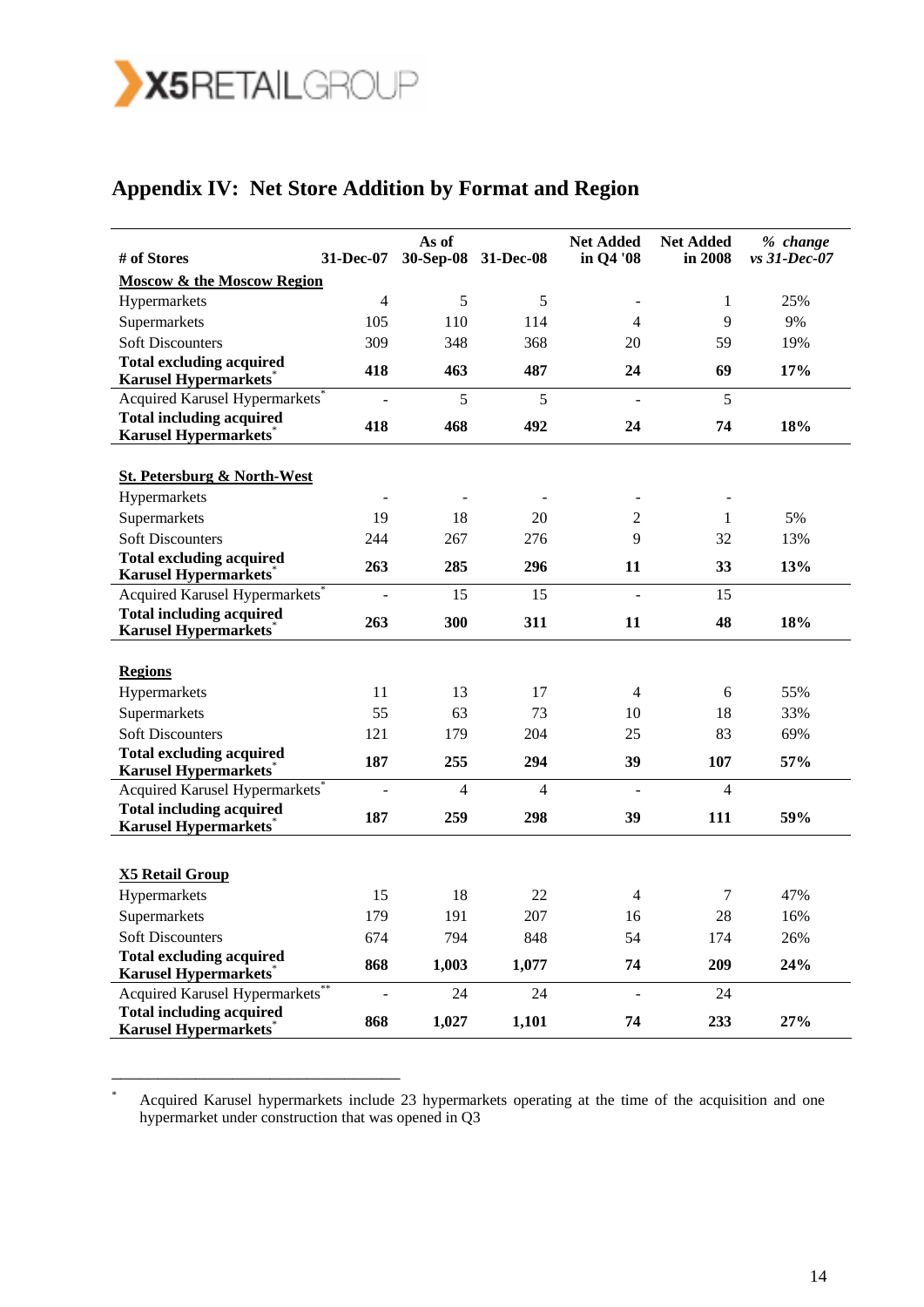# Appendix IV: Net Store Addition by Format and Region

| # of Stores | 31-Dec-07 | As of 30-Sep-08 | 31-Dec-08 | Net Added in Q4 '08 | Net Added in 2008 | *% change vs 31-Dec-07* |
|---|---|---|---|---|---|---|
| **Moscow & the Moscow Region** | | | | | | |
| Hypermarkets | 4 | 5 | 5 | - | 1 | 25% |
| Supermarkets | 105 | 110 | 114 | 4 | 9 | 9% |
| Soft Discounters | 309 | 348 | 368 | 20 | 59 | 19% |
| **Total excluding acquired Karusel Hypermarkets*** | **418** | **463** | **487** | **24** | **69** | **17%** |
| Acquired Karusel Hypermarkets* | - | 5 | 5 | - | 5 | |
| **Total including acquired Karusel Hypermarkets*** | **418** | **468** | **492** | **24** | **74** | **18%** |
| **St. Petersburg & North-West** | | | | | | |
| Hypermarkets | - | - | - | - | - | |
| Supermarkets | 19 | 18 | 20 | 2 | 1 | 5% |
| Soft Discounters | 244 | 267 | 276 | 9 | 32 | 13% |
| **Total excluding acquired Karusel Hypermarkets*** | **263** | **285** | **296** | **11** | **33** | **13%** |
| Acquired Karusel Hypermarkets* | - | 15 | 15 | - | 15 | |
| **Total including acquired Karusel Hypermarkets*** | **263** | **300** | **311** | **11** | **48** | **18%** |
| **Regions** | | | | | | |
| Hypermarkets | 11 | 13 | 17 | 4 | 6 | 55% |
| Supermarkets | 55 | 63 | 73 | 10 | 18 | 33% |
| Soft Discounters | 121 | 179 | 204 | 25 | 83 | 69% |
| **Total excluding acquired Karusel Hypermarkets*** | **187** | **255** | **294** | **39** | **107** | **57%** |
| Acquired Karusel Hypermarkets* | - | 4 | 4 | - | 4 | |
| **Total including acquired Karusel Hypermarkets*** | **187** | **259** | **298** | **39** | **111** | **59%** |
| **X5 Retail Group** | | | | | | |
| Hypermarkets | 15 | 18 | 22 | 4 | 7 | 47% |
| Supermarkets | 179 | 191 | 207 | 16 | 28 | 16% |
| Soft Discounters | 674 | 794 | 848 | 54 | 174 | 26% |
| **Total excluding acquired Karusel Hypermarkets*** | **868** | **1,003** | **1,077** | **74** | **209** | **24%** |
| Acquired Karusel Hypermarkets** | - | 24 | 24 | - | 24 | |
| **Total including acquired Karusel Hypermarkets*** | **868** | **1,027** | **1,101** | **74** | **233** | **27%** |

---

* Acquired Karusel hypermarkets include 23 hypermarkets operating at the time of the acquisition and one hypermarket under construction that was opened in Q3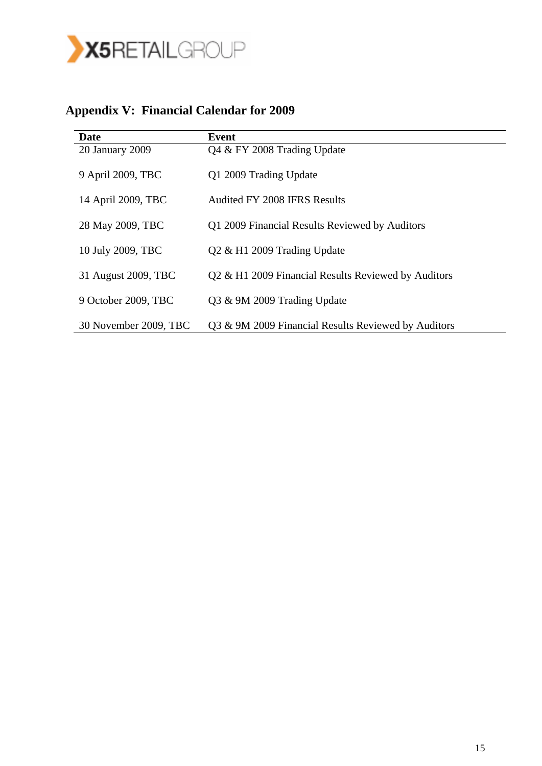## Appendix V: Financial Calendar for 2009

| Date | Event |
|---|---|
| 20 January 2009 | Q4 & FY 2008 Trading Update |
| 9 April 2009, TBC | Q1 2009 Trading Update |
| 14 April 2009, TBC | Audited FY 2008 IFRS Results |
| 28 May 2009, TBC | Q1 2009 Financial Results Reviewed by Auditors |
| 10 July 2009, TBC | Q2 & H1 2009 Trading Update |
| 31 August 2009, TBC | Q2 & H1 2009 Financial Results Reviewed by Auditors |
| 9 October 2009, TBC | Q3 & 9M 2009 Trading Update |
| 30 November 2009, TBC | Q3 & 9M 2009 Financial Results Reviewed by Auditors |